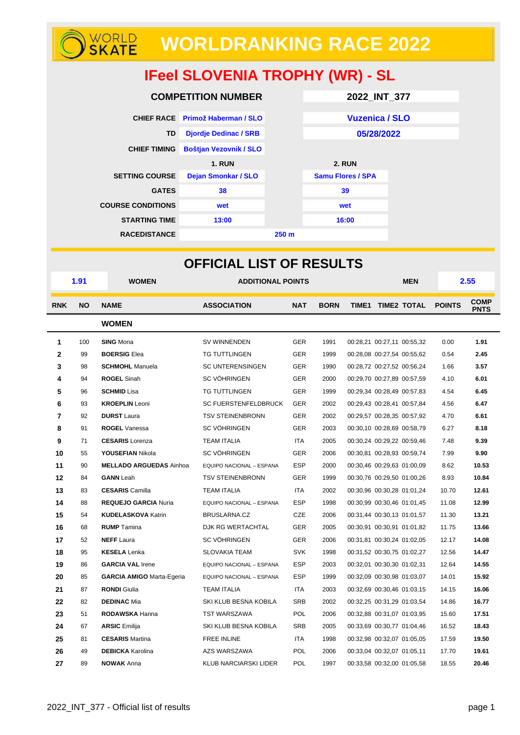# WORLD SKATE WORLDRANKING RACE 2022

## IFeel SLOVENIA TROPHY (WR) - SL

| COMPETITION NUMBER | | 2022_INT_377 |
|---|---|---|
| CHIEF RACE | Primož Haberman / SLO | Vuzenica / SLO |
| TD | Djordje Dedinac / SRB | 05/28/2022 |
| CHIEF TIMING | Boštjan Vezovnik / SLO | |

| | 1. RUN | 2. RUN |
|---|---|---|
| SETTING COURSE | Dejan Smonkar / SLO | Samu Flores / SPA |
| GATES | 38 | 39 |
| COURSE CONDITIONS | wet | wet |
| STARTING TIME | 13:00 | 16:00 |
| RACEDISTANCE | 250 m | |

## OFFICIAL LIST OF RESULTS

| 1.91 | WOMEN | ADDITIONAL POINTS | MEN | 2.55 |
|---|---|---|---|---|

| RNK | NO | NAME | ASSOCIATION | NAT | BORN | TIME1 | TIME2 | TOTAL | POINTS | COMP PNTS |
|---|---|---|---|---|---|---|---|---|---|---|
| | | **WOMEN** | | | | | | | | |
| 1 | 100 | **SING** Mona | SV WINNENDEN | GER | 1991 | 00:28,21 | 00:27,11 | 00:55,32 | 0.00 | 1.91 |
| 2 | 99 | **BOERSIG** Elea | TG TUTTLINGEN | GER | 1999 | 00:28,08 | 00:27,54 | 00:55,62 | 0.54 | 2.45 |
| 3 | 98 | **SCHMOHL** Manuela | SC UNTERENSINGEN | GER | 1990 | 00:28,72 | 00:27,52 | 00:56,24 | 1.66 | 3.57 |
| 4 | 94 | **ROGEL** Sinah | SC VÖHRINGEN | GER | 2000 | 00:29,70 | 00:27,89 | 00:57,59 | 4.10 | 6.01 |
| 5 | 96 | **SCHMID** Lisa | TG TUTTLINGEN | GER | 1999 | 00:29,34 | 00:28,49 | 00:57,83 | 4.54 | 6.45 |
| 6 | 93 | **KROEPLIN** Leoni | SC FUERSTENFELDBRUCK | GER | 2002 | 00:29,43 | 00:28,41 | 00:57,84 | 4.56 | 6.47 |
| 7 | 92 | **DURST** Laura | TSV STEINENBRONN | GER | 2002 | 00:29,57 | 00:28,35 | 00:57,92 | 4.70 | 6.61 |
| 8 | 91 | **ROGEL** Vanessa | SC VÖHRINGEN | GER | 2003 | 00:30,10 | 00:28,69 | 00:58,79 | 6.27 | 8.18 |
| 9 | 71 | **CESARIS** Lorenza | TEAM ITALIA | ITA | 2005 | 00:30,24 | 00:29,22 | 00:59,46 | 7.48 | 9.39 |
| 10 | 55 | **YOUSEFIAN** Nikola | SC VÖHRINGEN | GER | 2006 | 00:30,81 | 00:28,93 | 00:59,74 | 7.99 | 9.90 |
| 11 | 90 | **MELLADO ARGUEDAS** Ainhoa | EQUIPO NACIONAL – ESPANA | ESP | 2000 | 00:30,46 | 00:29,63 | 01:00,09 | 8.62 | 10.53 |
| 12 | 84 | **GANN** Leah | TSV STEINENBRONN | GER | 1999 | 00:30,76 | 00:29,50 | 01:00,26 | 8.93 | 10.84 |
| 13 | 83 | **CESARIS** Camilla | TEAM ITALIA | ITA | 2002 | 00:30,96 | 00:30,28 | 01:01,24 | 10.70 | 12.61 |
| 14 | 88 | **REQUEJO GARCIA** Nuria | EQUIPO NACIONAL – ESPANA | ESP | 1998 | 00:30,99 | 00:30,46 | 01:01,45 | 11.08 | 12.99 |
| 15 | 54 | **KUDELASKOVA** Katrin | BRUSLARNA.CZ | CZE | 2006 | 00:31,44 | 00:30,13 | 01:01,57 | 11.30 | 13.21 |
| 16 | 68 | **RUMP** Tamina | DJK RG WERTACHTAL | GER | 2005 | 00:30,91 | 00:30,91 | 01:01,82 | 11.75 | 13.66 |
| 17 | 52 | **NEFF** Laura | SC VÖHRINGEN | GER | 2006 | 00:31,81 | 00:30,24 | 01:02,05 | 12.17 | 14.08 |
| 18 | 95 | **KESELA** Lenka | SLOVAKIA TEAM | SVK | 1998 | 00:31,52 | 00:30,75 | 01:02,27 | 12.56 | 14.47 |
| 19 | 86 | **GARCIA VAL** Irene | EQUIPO NACIONAL – ESPANA | ESP | 2003 | 00:32,01 | 00:30,30 | 01:02,31 | 12.64 | 14.55 |
| 20 | 85 | **GARCIA AMIGO** Marta-Egeria | EQUIPO NACIONAL – ESPANA | ESP | 1999 | 00:32,09 | 00:30,98 | 01:03,07 | 14.01 | 15.92 |
| 21 | 87 | **RONDI** Giulia | TEAM ITALIA | ITA | 2003 | 00:32,69 | 00:30,46 | 01:03,15 | 14.15 | 16.06 |
| 22 | 82 | **DEDINAC** Mia | SKI KLUB BESNA KOBILA | SRB | 2002 | 00:32,25 | 00:31,29 | 01:03,54 | 14.86 | 16.77 |
| 23 | 51 | **RODAWSKA** Hanna | TST WARSZAWA | POL | 2006 | 00:32,88 | 00:31,07 | 01:03,95 | 15.60 | 17.51 |
| 24 | 67 | **ARSIC** Emilija | SKI KLUB BESNA KOBILA | SRB | 2005 | 00:33,69 | 00:30,77 | 01:04,46 | 16.52 | 18.43 |
| 25 | 81 | **CESARIS** Martina | FREE INLINE | ITA | 1998 | 00:32,98 | 00:32,07 | 01:05,05 | 17.59 | 19.50 |
| 26 | 49 | **DEBICKA** Karolina | AZS WARSZAWA | POL | 2006 | 00:33,04 | 00:32,07 | 01:05,11 | 17.70 | 19.61 |
| 27 | 89 | **NOWAK** Anna | KLUB NARCIARSKI LIDER | POL | 1997 | 00:33,58 | 00:32,00 | 01:05,58 | 18.55 | 20.46 |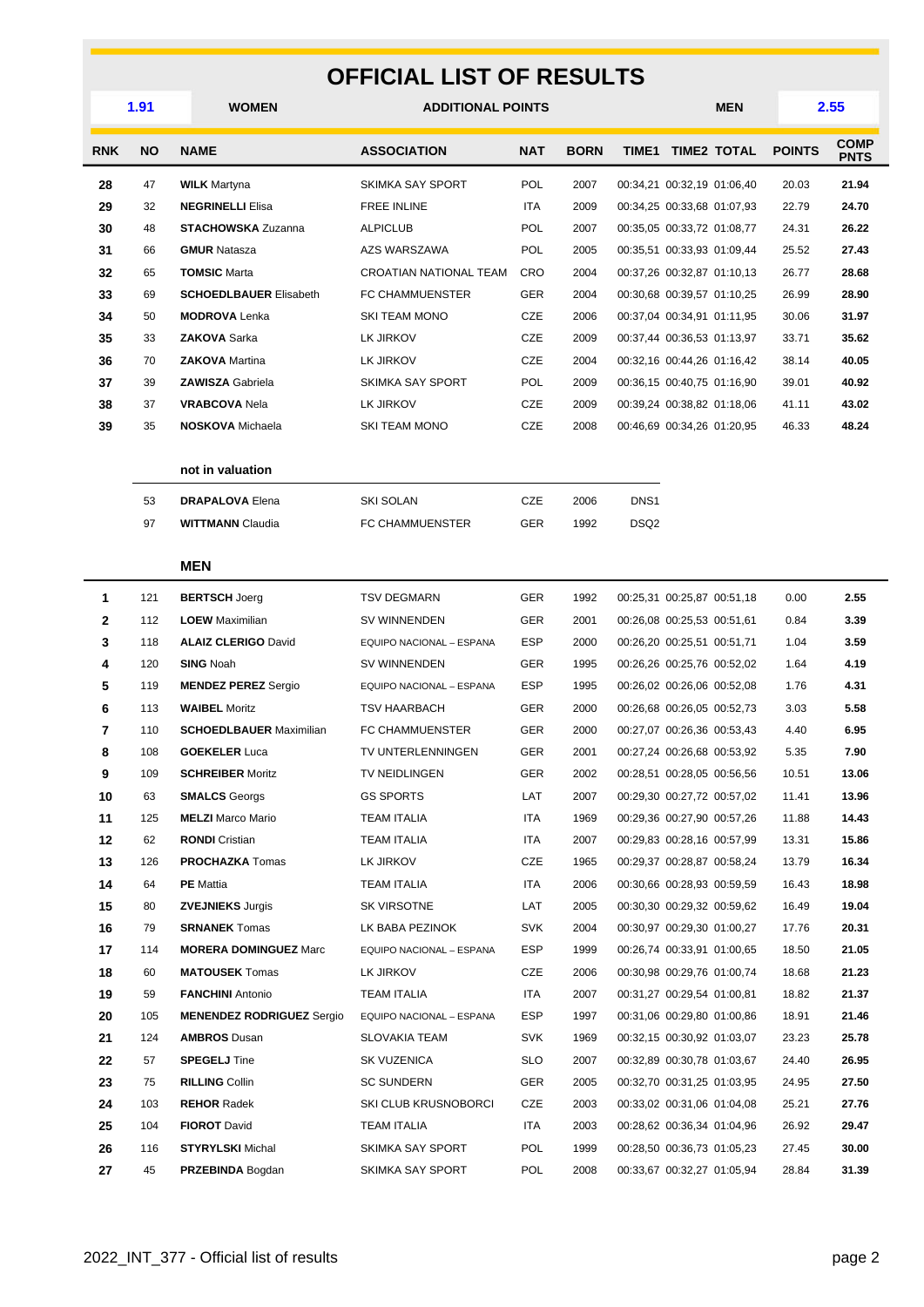# OFFICIAL LIST OF RESULTS

| 1.91 | WOMEN | ADDITIONAL POINTS | MEN | 2.55 |
|---|---|---|---|---|

| RNK | NO | NAME | ASSOCIATION | NAT | BORN | TIME1 | TIME2 | TOTAL | POINTS | COMP PNTS |
|---|---|---|---|---|---|---|---|---|---|---|
| 28 | 47 | **WILK** Martyna | SKIMKA SAY SPORT | POL | 2007 | 00:34,21 | 00:32,19 | 01:06,40 | 20.03 | **21.94** |
| 29 | 32 | **NEGRINELLI** Elisa | FREE INLINE | ITA | 2009 | 00:34,25 | 00:33,68 | 01:07,93 | 22.79 | **24.70** |
| 30 | 48 | **STACHOWSKA** Zuzanna | ALPICLUB | POL | 2007 | 00:35,05 | 00:33,72 | 01:08,77 | 24.31 | **26.22** |
| 31 | 66 | **GMUR** Natasza | AZS WARSZAWA | POL | 2005 | 00:35,51 | 00:33,93 | 01:09,44 | 25.52 | **27.43** |
| 32 | 65 | **TOMSIC** Marta | CROATIAN NATIONAL TEAM | CRO | 2004 | 00:37,26 | 00:32,87 | 01:10,13 | 26.77 | **28.68** |
| 33 | 69 | **SCHOEDLBAUER** Elisabeth | FC CHAMMUENSTER | GER | 2004 | 00:30,68 | 00:39,57 | 01:10,25 | 26.99 | **28.90** |
| 34 | 50 | **MODROVA** Lenka | SKI TEAM MONO | CZE | 2006 | 00:37,04 | 00:34,91 | 01:11,95 | 30.06 | **31.97** |
| 35 | 33 | **ZAKOVA** Sarka | LK JIRKOV | CZE | 2009 | 00:37,44 | 00:36,53 | 01:13,97 | 33.71 | **35.62** |
| 36 | 70 | **ZAKOVA** Martina | LK JIRKOV | CZE | 2004 | 00:32,16 | 00:44,26 | 01:16,42 | 38.14 | **40.05** |
| 37 | 39 | **ZAWISZA** Gabriela | SKIMKA SAY SPORT | POL | 2009 | 00:36,15 | 00:40,75 | 01:16,90 | 39.01 | **40.92** |
| 38 | 37 | **VRABCOVA** Nela | LK JIRKOV | CZE | 2009 | 00:39,24 | 00:38,82 | 01:18,06 | 41.11 | **43.02** |
| 39 | 35 | **NOSKOVA** Michaela | SKI TEAM MONO | CZE | 2008 | 00:46,69 | 00:34,26 | 01:20,95 | 46.33 | **48.24** |

**not in valuation**

| NO | NAME | ASSOCIATION | NAT | BORN | |
|---|---|---|---|---|---|
| 53 | **DRAPALOVA** Elena | SKI SOLAN | CZE | 2006 | DNS1 |
| 97 | **WITTMANN** Claudia | FC CHAMMUENSTER | GER | 1992 | DSQ2 |

**MEN**

| RNK | NO | NAME | ASSOCIATION | NAT | BORN | TIME1 | TIME2 | TOTAL | POINTS | COMP PNTS |
|---|---|---|---|---|---|---|---|---|---|---|
| 1 | 121 | **BERTSCH** Joerg | TSV DEGMARN | GER | 1992 | 00:25,31 | 00:25,87 | 00:51,18 | 0.00 | **2.55** |
| 2 | 112 | **LOEW** Maximilian | SV WINNENDEN | GER | 2001 | 00:26,08 | 00:25,53 | 00:51,61 | 0.84 | **3.39** |
| 3 | 118 | **ALAIZ CLERIGO** David | EQUIPO NACIONAL – ESPANA | ESP | 2000 | 00:26,20 | 00:25,51 | 00:51,71 | 1.04 | **3.59** |
| 4 | 120 | **SING** Noah | SV WINNENDEN | GER | 1995 | 00:26,26 | 00:25,76 | 00:52,02 | 1.64 | **4.19** |
| 5 | 119 | **MENDEZ PEREZ** Sergio | EQUIPO NACIONAL – ESPANA | ESP | 1995 | 00:26,02 | 00:26,06 | 00:52,08 | 1.76 | **4.31** |
| 6 | 113 | **WAIBEL** Moritz | TSV HAARBACH | GER | 2000 | 00:26,68 | 00:26,05 | 00:52,73 | 3.03 | **5.58** |
| 7 | 110 | **SCHOEDLBAUER** Maximilian | FC CHAMMUENSTER | GER | 2000 | 00:27,07 | 00:26,36 | 00:53,43 | 4.40 | **6.95** |
| 8 | 108 | **GOEKELER** Luca | TV UNTERLENNINGEN | GER | 2001 | 00:27,24 | 00:26,68 | 00:53,92 | 5.35 | **7.90** |
| 9 | 109 | **SCHREIBER** Moritz | TV NEIDLINGEN | GER | 2002 | 00:28,51 | 00:28,05 | 00:56,56 | 10.51 | **13.06** |
| 10 | 63 | **SMALCS** Georgs | GS SPORTS | LAT | 2007 | 00:29,30 | 00:27,72 | 00:57,02 | 11.41 | **13.96** |
| 11 | 125 | **MELZI** Marco Mario | TEAM ITALIA | ITA | 1969 | 00:29,36 | 00:27,90 | 00:57,26 | 11.88 | **14.43** |
| 12 | 62 | **RONDI** Cristian | TEAM ITALIA | ITA | 2007 | 00:29,83 | 00:28,16 | 00:57,99 | 13.31 | **15.86** |
| 13 | 126 | **PROCHAZKA** Tomas | LK JIRKOV | CZE | 1965 | 00:29,37 | 00:28,87 | 00:58,24 | 13.79 | **16.34** |
| 14 | 64 | **PE** Mattia | TEAM ITALIA | ITA | 2006 | 00:30,66 | 00:28,93 | 00:59,59 | 16.43 | **18.98** |
| 15 | 80 | **ZVEJNIEKS** Jurgis | SK VIRSOTNE | LAT | 2005 | 00:30,30 | 00:29,32 | 00:59,62 | 16.49 | **19.04** |
| 16 | 79 | **SRNANEK** Tomas | LK BABA PEZINOK | SVK | 2004 | 00:30,97 | 00:29,30 | 01:00,27 | 17.76 | **20.31** |
| 17 | 114 | **MORERA DOMINGUEZ** Marc | EQUIPO NACIONAL – ESPANA | ESP | 1999 | 00:26,74 | 00:33,91 | 01:00,65 | 18.50 | **21.05** |
| 18 | 60 | **MATOUSEK** Tomas | LK JIRKOV | CZE | 2006 | 00:30,98 | 00:29,76 | 01:00,74 | 18.68 | **21.23** |
| 19 | 59 | **FANCHINI** Antonio | TEAM ITALIA | ITA | 2007 | 00:31,27 | 00:29,54 | 01:00,81 | 18.82 | **21.37** |
| 20 | 105 | **MENENDEZ RODRIGUEZ** Sergio | EQUIPO NACIONAL – ESPANA | ESP | 1997 | 00:31,06 | 00:29,80 | 01:00,86 | 18.91 | **21.46** |
| 21 | 124 | **AMBROS** Dusan | SLOVAKIA TEAM | SVK | 1969 | 00:32,15 | 00:30,92 | 01:03,07 | 23.23 | **25.78** |
| 22 | 57 | **SPEGELJ** Tine | SK VUZENICA | SLO | 2007 | 00:32,89 | 00:30,78 | 01:03,67 | 24.40 | **26.95** |
| 23 | 75 | **RILLING** Collin | SC SUNDERN | GER | 2005 | 00:32,70 | 00:31,25 | 01:03,95 | 24.95 | **27.50** |
| 24 | 103 | **REHOR** Radek | SKI CLUB KRUSNOBORCI | CZE | 2003 | 00:33,02 | 00:31,06 | 01:04,08 | 25.21 | **27.76** |
| 25 | 104 | **FIOROT** David | TEAM ITALIA | ITA | 2003 | 00:28,62 | 00:36,34 | 01:04,96 | 26.92 | **29.47** |
| 26 | 116 | **STYRYLSKI** Michal | SKIMKA SAY SPORT | POL | 1999 | 00:28,50 | 00:36,73 | 01:05,23 | 27.45 | **30.00** |
| 27 | 45 | **PRZEBINDA** Bogdan | SKIMKA SAY SPORT | POL | 2008 | 00:33,67 | 00:32,27 | 01:05,94 | 28.84 | **31.39** |

2022_INT_377 - Official list of results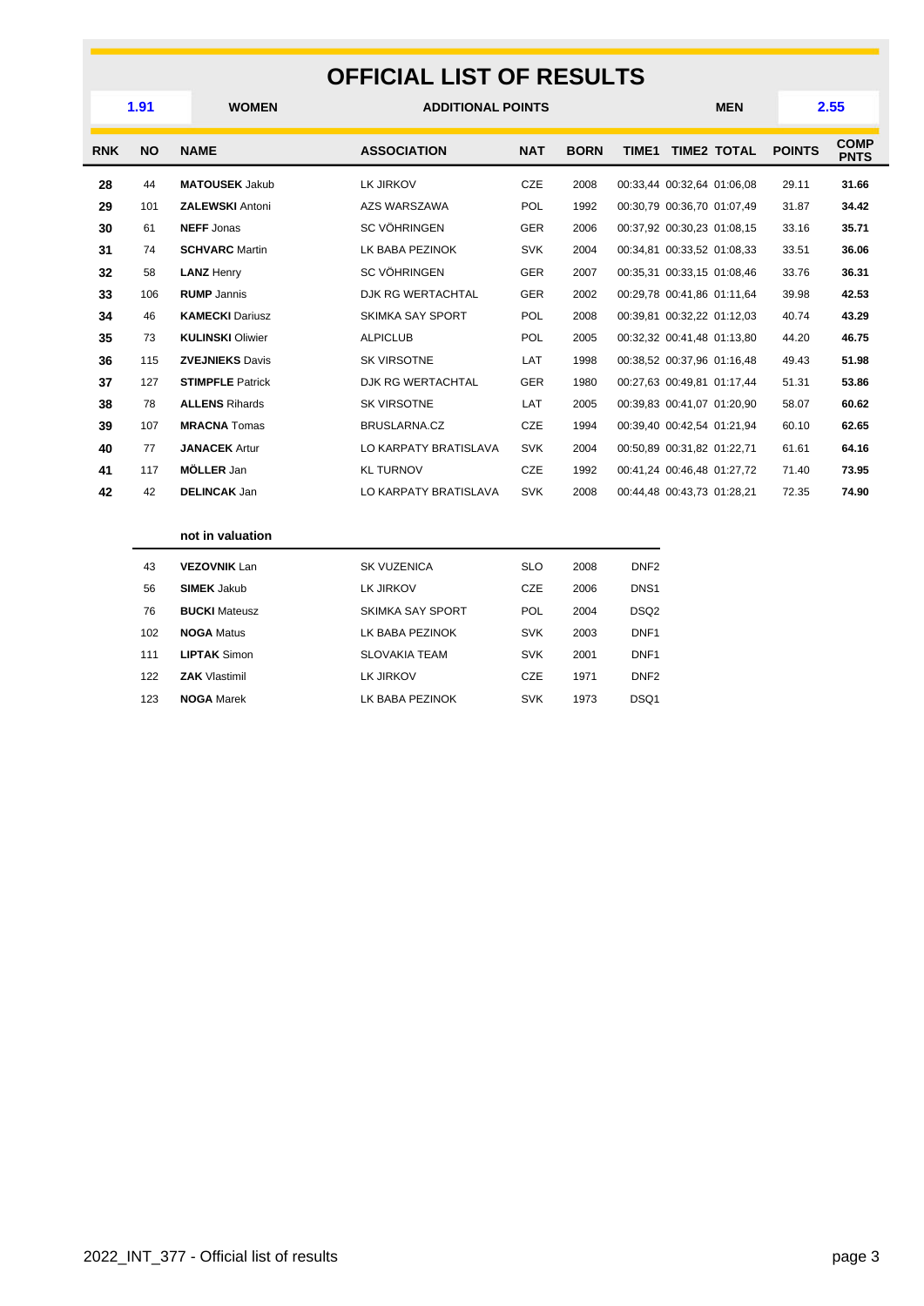# OFFICIAL LIST OF RESULTS

| 1.91 | WOMEN | ADDITIONAL POINTS | MEN | 2.55 |
|---|---|---|---|---|

| RNK | NO | NAME | ASSOCIATION | NAT | BORN | TIME1 | TIME2 | TOTAL | POINTS | COMP PNTS |
|---|---|---|---|---|---|---|---|---|---|---|
| 28 | 44 | **MATOUSEK** Jakub | LK JIRKOV | CZE | 2008 | 00:33,44 | 00:32,64 | 01:06,08 | 29.11 | **31.66** |
| 29 | 101 | **ZALEWSKI** Antoni | AZS WARSZAWA | POL | 1992 | 00:30,79 | 00:36,70 | 01:07,49 | 31.87 | **34.42** |
| 30 | 61 | **NEFF** Jonas | SC VÖHRINGEN | GER | 2006 | 00:37,92 | 00:30,23 | 01:08,15 | 33.16 | **35.71** |
| 31 | 74 | **SCHVARC** Martin | LK BABA PEZINOK | SVK | 2004 | 00:34,81 | 00:33,52 | 01:08,33 | 33.51 | **36.06** |
| 32 | 58 | **LANZ** Henry | SC VÖHRINGEN | GER | 2007 | 00:35,31 | 00:33,15 | 01:08,46 | 33.76 | **36.31** |
| 33 | 106 | **RUMP** Jannis | DJK RG WERTACHTAL | GER | 2002 | 00:29,78 | 00:41,86 | 01:11,64 | 39.98 | **42.53** |
| 34 | 46 | **KAMECKI** Dariusz | SKIMKA SAY SPORT | POL | 2008 | 00:39,81 | 00:32,22 | 01:12,03 | 40.74 | **43.29** |
| 35 | 73 | **KULINSKI** Oliwier | ALPICLUB | POL | 2005 | 00:32,32 | 00:41,48 | 01:13,80 | 44.20 | **46.75** |
| 36 | 115 | **ZVEJNIEKS** Davis | SK VIRSOTNE | LAT | 1998 | 00:38,52 | 00:37,96 | 01:16,48 | 49.43 | **51.98** |
| 37 | 127 | **STIMPFLE** Patrick | DJK RG WERTACHTAL | GER | 1980 | 00:27,63 | 00:49,81 | 01:17,44 | 51.31 | **53.86** |
| 38 | 78 | **ALLENS** Rihards | SK VIRSOTNE | LAT | 2005 | 00:39,83 | 00:41,07 | 01:20,90 | 58.07 | **60.62** |
| 39 | 107 | **MRACNA** Tomas | BRUSLARNA.CZ | CZE | 1994 | 00:39,40 | 00:42,54 | 01:21,94 | 60.10 | **62.65** |
| 40 | 77 | **JANACEK** Artur | LO KARPATY BRATISLAVA | SVK | 2004 | 00:50,89 | 00:31,82 | 01:22,71 | 61.61 | **64.16** |
| 41 | 117 | **MÖLLER** Jan | KL TURNOV | CZE | 1992 | 00:41,24 | 00:46,48 | 01:27,72 | 71.40 | **73.95** |
| 42 | 42 | **DELINCAK** Jan | LO KARPATY BRATISLAVA | SVK | 2008 | 00:44,48 | 00:43,73 | 01:28,21 | 72.35 | **74.90** |

**not in valuation**

| NO | NAME | ASSOCIATION | NAT | BORN | STATUS |
|---|---|---|---|---|---|
| 43 | **VEZOVNIK** Lan | SK VUZENICA | SLO | 2008 | DNF2 |
| 56 | **SIMEK** Jakub | LK JIRKOV | CZE | 2006 | DNS1 |
| 76 | **BUCKI** Mateusz | SKIMKA SAY SPORT | POL | 2004 | DSQ2 |
| 102 | **NOGA** Matus | LK BABA PEZINOK | SVK | 2003 | DNF1 |
| 111 | **LIPTAK** Simon | SLOVAKIA TEAM | SVK | 2001 | DNF1 |
| 122 | **ZAK** Vlastimil | LK JIRKOV | CZE | 1971 | DNF2 |
| 123 | **NOGA** Marek | LK BABA PEZINOK | SVK | 1973 | DSQ1 |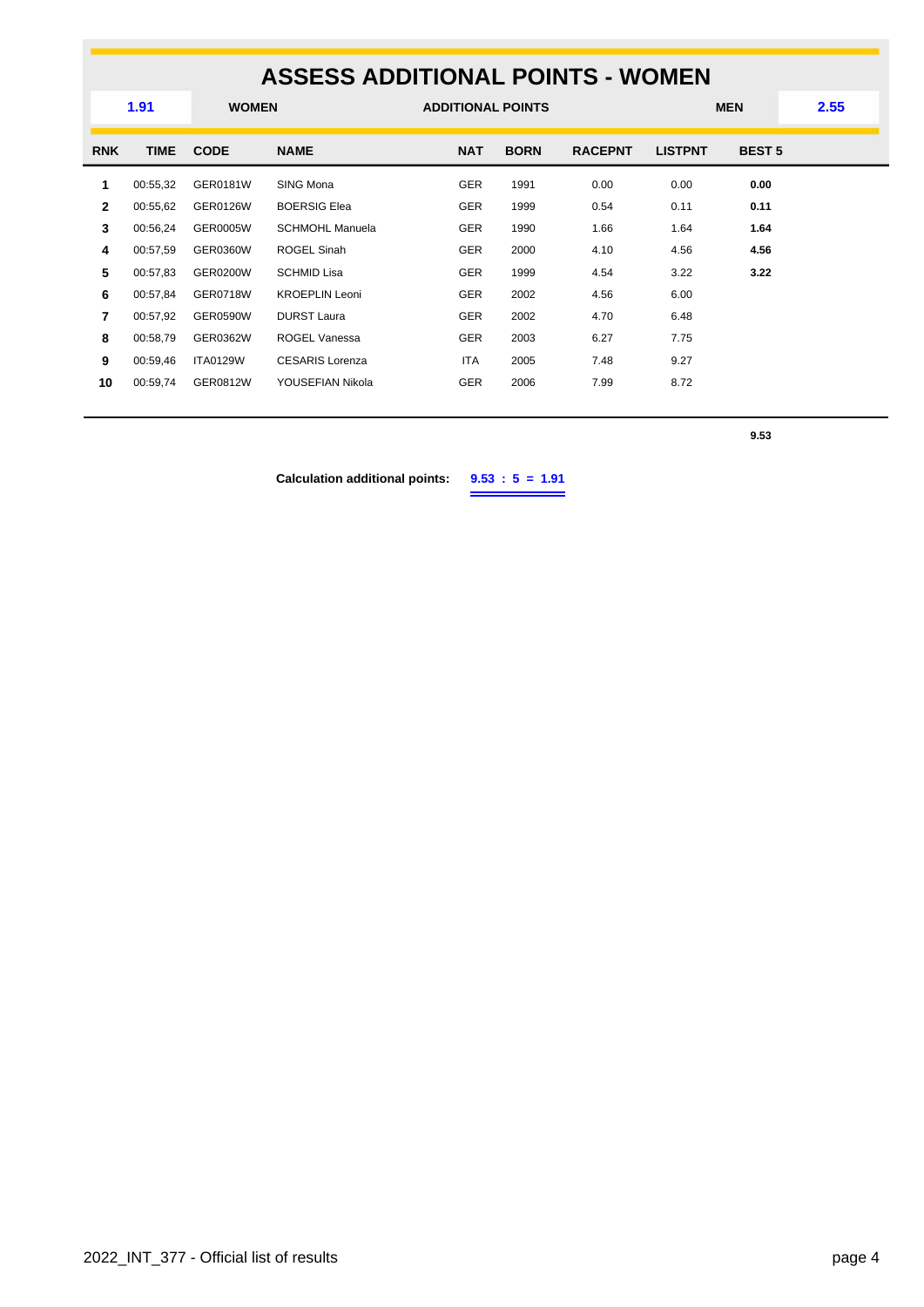# ASSESS ADDITIONAL POINTS - WOMEN

| 1.91 | WOMEN | ADDITIONAL POINTS | MEN | 2.55 |
|---|---|---|---|---|

| RNK | TIME | CODE | NAME | NAT | BORN | RACEPNT | LISTPNT | BEST 5 |
|---|---|---|---|---|---|---|---|---|
| 1 | 00:55,32 | GER0181W | SING Mona | GER | 1991 | 0.00 | 0.00 | **0.00** |
| 2 | 00:55,62 | GER0126W | BOERSIG Elea | GER | 1999 | 0.54 | 0.11 | **0.11** |
| 3 | 00:56,24 | GER0005W | SCHMOHL Manuela | GER | 1990 | 1.66 | 1.64 | **1.64** |
| 4 | 00:57,59 | GER0360W | ROGEL Sinah | GER | 2000 | 4.10 | 4.56 | **4.56** |
| 5 | 00:57,83 | GER0200W | SCHMID Lisa | GER | 1999 | 4.54 | 3.22 | **3.22** |
| 6 | 00:57,84 | GER0718W | KROEPLIN Leoni | GER | 2002 | 4.56 | 6.00 | |
| 7 | 00:57,92 | GER0590W | DURST Laura | GER | 2002 | 4.70 | 6.48 | |
| 8 | 00:58,79 | GER0362W | ROGEL Vanessa | GER | 2003 | 6.27 | 7.75 | |
| 9 | 00:59,46 | ITA0129W | CESARIS Lorenza | ITA | 2005 | 7.48 | 9.27 | |
| 10 | 00:59,74 | GER0812W | YOUSEFIAN Nikola | GER | 2006 | 7.99 | 8.72 | |
| | | | | | | | | **9.53** |

**Calculation additional points:** **9.53 : 5 = 1.91**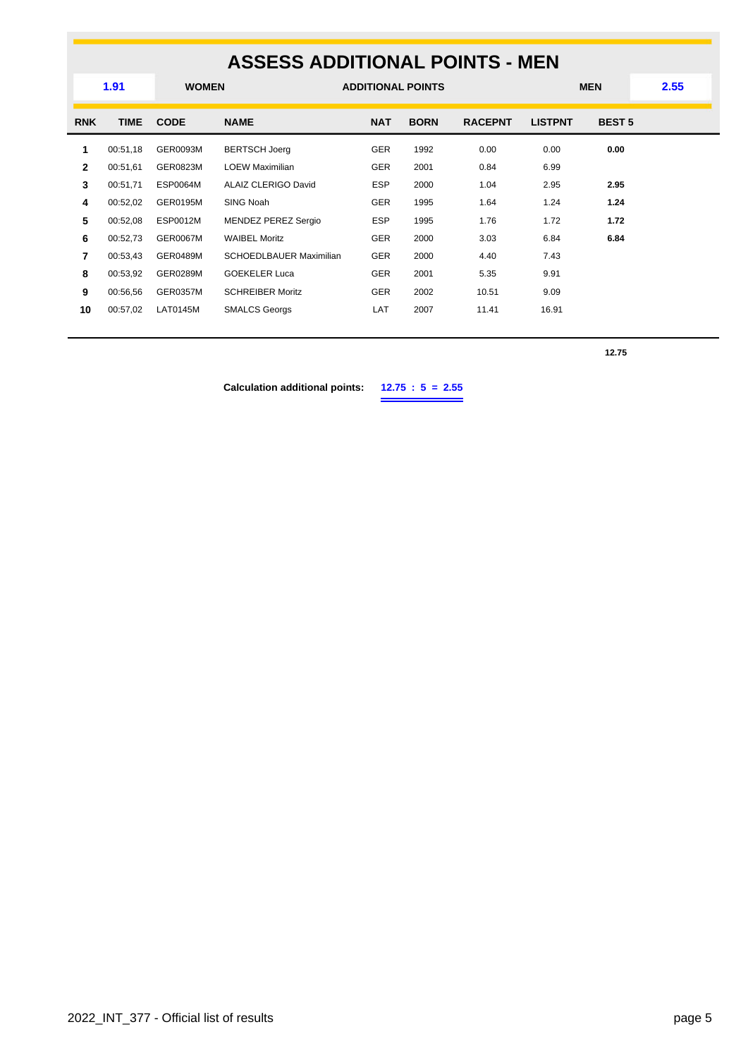# ASSESS ADDITIONAL POINTS - MEN

| 1.91 | WOMEN | ADDITIONAL POINTS | MEN | 2.55 |
|---|---|---|---|---|

| RNK | TIME | CODE | NAME | NAT | BORN | RACEPNT | LISTPNT | BEST 5 |
|---|---|---|---|---|---|---|---|---|
| 1 | 00:51,18 | GER0093M | BERTSCH Joerg | GER | 1992 | 0.00 | 0.00 | **0.00** |
| 2 | 00:51,61 | GER0823M | LOEW Maximilian | GER | 2001 | 0.84 | 6.99 | |
| 3 | 00:51,71 | ESP0064M | ALAIZ CLERIGO David | ESP | 2000 | 1.04 | 2.95 | **2.95** |
| 4 | 00:52,02 | GER0195M | SING Noah | GER | 1995 | 1.64 | 1.24 | **1.24** |
| 5 | 00:52,08 | ESP0012M | MENDEZ PEREZ Sergio | ESP | 1995 | 1.76 | 1.72 | **1.72** |
| 6 | 00:52,73 | GER0067M | WAIBEL Moritz | GER | 2000 | 3.03 | 6.84 | **6.84** |
| 7 | 00:53,43 | GER0489M | SCHOEDLBAUER Maximilian | GER | 2000 | 4.40 | 7.43 | |
| 8 | 00:53,92 | GER0289M | GOEKELER Luca | GER | 2001 | 5.35 | 9.91 | |
| 9 | 00:56,56 | GER0357M | SCHREIBER Moritz | GER | 2002 | 10.51 | 9.09 | |
| 10 | 00:57,02 | LAT0145M | SMALCS Georgs | LAT | 2007 | 11.41 | 16.91 | |
| | | | | | | | | **12.75** |

**Calculation additional points:** **12.75 : 5 = 2.55**